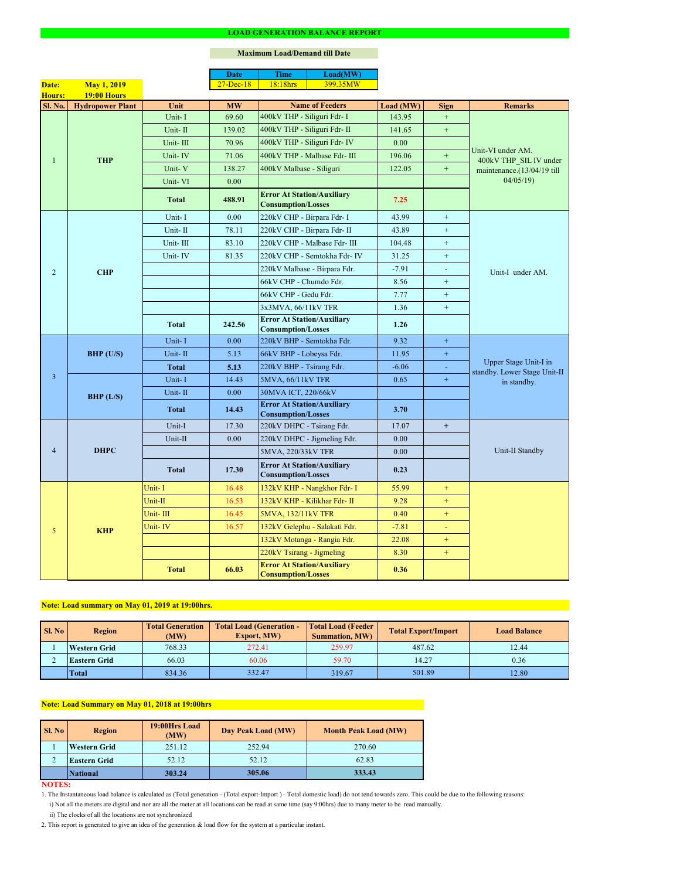# LOAD GENERATION BALANCE REPORT

**Maximum Load/Demand till Date**

| Date | Time | Load(MW) |
|---|---|---|
| 27-Dec-18 | 18:18hrs | 399.35MW |

**Date:** May 1, 2019

**Hours:** 19:00 Hours

| Sl. No. | Hydropower Plant | Unit | MW | Name of Feeders | Load (MW) | Sign | Remarks |
|---|---|---|---|---|---|---|---|
| 1 | THP | Unit- I | 69.60 | 400kV THP - Siliguri Fdr- I | 143.95 | + | Unit-VI under AM. 400kV THP_SIL IV under maintenance.(13/04/19 till 04/05/19) |
| | | Unit- II | 139.02 | 400kV THP - Siliguri Fdr- II | 141.65 | + | |
| | | Unit- III | 70.96 | 400kV THP - Siliguri Fdr- IV | 0.00 | | |
| | | Unit- IV | 71.06 | 400kV THP - Malbase Fdr- III | 196.06 | + | |
| | | Unit- V | 138.27 | 400kV Malbase - Siliguri | 122.05 | + | |
| | | Unit- VI | 0.00 | | | | |
| | | **Total** | **488.91** | **Error At Station/Auxiliary Consumption/Losses** | **7.25** | | |
| 2 | CHP | Unit- I | 0.00 | 220kV CHP - Birpara Fdr- I | 43.99 | + | Unit-I under AM. |
| | | Unit- II | 78.11 | 220kV CHP - Birpara Fdr- II | 43.89 | + | |
| | | Unit- III | 83.10 | 220kV CHP - Malbase Fdr- III | 104.48 | + | |
| | | Unit- IV | 81.35 | 220kV CHP - Semtokha Fdr- IV | 31.25 | + | |
| | | | | 220kV Malbase - Birpara Fdr. | -7.91 | - | |
| | | | | 66kV CHP - Chumdo Fdr. | 8.56 | + | |
| | | | | 66kV CHP - Gedu Fdr. | 7.77 | + | |
| | | | | 3x3MVA, 66/11kV TFR | 1.36 | + | |
| | | **Total** | **242.56** | **Error At Station/Auxiliary Consumption/Losses** | **1.26** | | |
| 3 | BHP (U/S) | Unit- I | 0.00 | 220kV BHP - Semtokha Fdr. | 9.32 | + | Upper Stage Unit-I in standby. Lower Stage Unit-II in standby. |
| | | Unit- II | 5.13 | 66kV BHP - Lobeysa Fdr. | 11.95 | + | |
| | | **Total** | **5.13** | 220kV BHP - Tsirang Fdr. | -6.06 | - | |
| | BHP (L/S) | Unit- I | 14.43 | 5MVA, 66/11kV TFR | 0.65 | + | |
| | | Unit- II | 0.00 | 30MVA ICT, 220/66kV | | | |
| | | **Total** | **14.43** | **Error At Station/Auxiliary Consumption/Losses** | **3.70** | | |
| 4 | DHPC | Unit-I | 17.30 | 220kV DHPC - Tsirang Fdr. | 17.07 | + | Unit-II Standby |
| | | Unit-II | 0.00 | 220kV DHPC - Jigmeling Fdr. | 0.00 | | |
| | | | | 5MVA, 220/33kV TFR | 0.00 | | |
| | | **Total** | **17.30** | **Error At Station/Auxiliary Consumption/Losses** | **0.23** | | |
| 5 | KHP | Unit- I | 16.48 | 132kV KHP - Nangkhor Fdr- I | 55.99 | + | |
| | | Unit-II | 16.53 | 132kV KHP - Kilikhar Fdr- II | 9.28 | + | |
| | | Unit- III | 16.45 | 5MVA, 132/11kV TFR | 0.40 | + | |
| | | Unit- IV | 16.57 | 132kV Gelephu - Salakati Fdr. | -7.81 | - | |
| | | | | 132kV Motanga - Rangia Fdr. | 22.08 | + | |
| | | | | 220kV Tsirang - Jigmeling | 8.30 | + | |
| | | **Total** | **66.03** | **Error At Station/Auxiliary Consumption/Losses** | **0.36** | | |

**Note: Load summary on May 01, 2019 at 19:00hrs.**

| Sl. No | Region | Total Generation (MW) | Total Load (Generation - Export, MW) | Total Load (Feeder Summation, MW) | Total Export/Import | Load Balance |
|---|---|---|---|---|---|---|
| 1 | **Western Grid** | 768.33 | 272.41 | 259.97 | 487.62 | 12.44 |
| 2 | **Eastern Grid** | 66.03 | 60.06 | 59.70 | 14.27 | 0.36 |
| | **Total** | 834.36 | 332.47 | 319.67 | 501.89 | 12.80 |

**Note: Load Summary on May 01, 2018 at 19:00hrs**

| Sl. No | Region | 19:00Hrs Load (MW) | Day Peak Load (MW) | Month Peak Load (MW) |
|---|---|---|---|---|
| 1 | **Western Grid** | 251.12 | 252.94 | 270.60 |
| 2 | **Eastern Grid** | 52.12 | 52.12 | 62.83 |
| | **National** | **303.24** | **305.06** | **333.43** |

**NOTES:**

1. The Instantaneous load balance is calculated as (Total generation - (Total export-Import ) - Total domestic load) do not tend towards zero. This could be due to the following reasons:
   i) Not all the meters are digital and nor are all the meter at all locations can be read at same time (say 9:00hrs) due to many meter to be read manually.
   ii) The clocks of all the locations are not synchronized
2. This report is generated to give an idea of the generation & load flow for the system at a particular instant.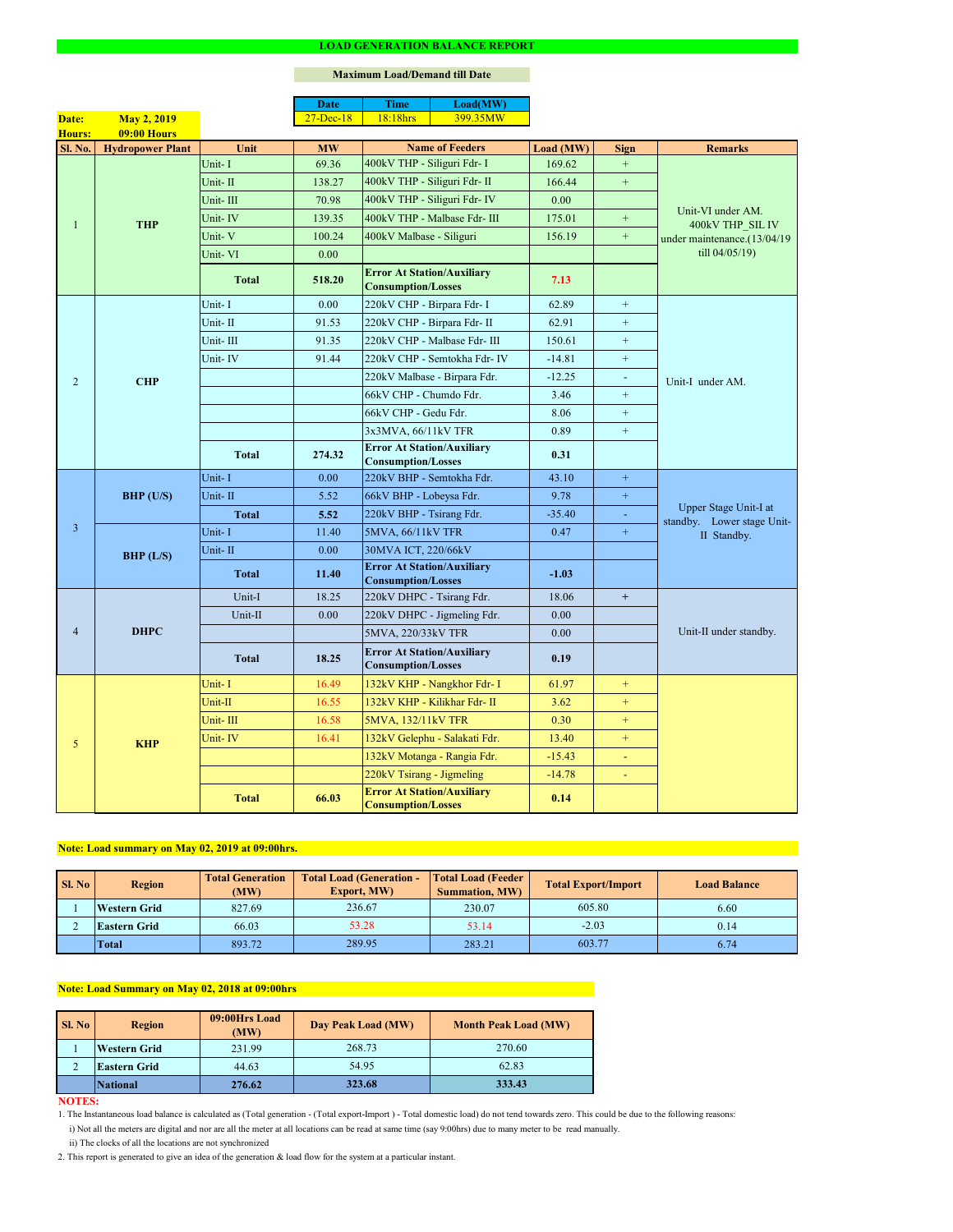# LOAD GENERATION BALANCE REPORT

**Maximum Load/Demand till Date**

| Date | Time | Load(MW) |
|---|---|---|
| 27-Dec-18 | 18:18hrs | 399.35MW |

**Date:** May 2, 2019

**Hours:** 09:00 Hours

| Sl. No. | Hydropower Plant | Unit | MW | Name of Feeders | Load (MW) | Sign | Remarks |
|---|---|---|---|---|---|---|---|
| 1 | THP | Unit- I | 69.36 | 400kV THP - Siliguri Fdr- I | 169.62 | + | Unit-VI under AM. 400kV THP_SIL IV under maintenance.(13/04/19 till 04/05/19) |
| | | Unit- II | 138.27 | 400kV THP - Siliguri Fdr- II | 166.44 | + | |
| | | Unit- III | 70.98 | 400kV THP - Siliguri Fdr- IV | 0.00 | | |
| | | Unit- IV | 139.35 | 400kV THP - Malbase Fdr- III | 175.01 | + | |
| | | Unit- V | 100.24 | 400kV Malbase - Siliguri | 156.19 | + | |
| | | Unit- VI | 0.00 | | | | |
| | | **Total** | **518.20** | **Error At Station/Auxiliary Consumption/Losses** | **7.13** | | |
| 2 | CHP | Unit- I | 0.00 | 220kV CHP - Birpara Fdr- I | 62.89 | + | Unit-I under AM. |
| | | Unit- II | 91.53 | 220kV CHP - Birpara Fdr- II | 62.91 | + | |
| | | Unit- III | 91.35 | 220kV CHP - Malbase Fdr- III | 150.61 | + | |
| | | Unit- IV | 91.44 | 220kV CHP - Semtokha Fdr- IV | -14.81 | + | |
| | | | | 220kV Malbase - Birpara Fdr. | -12.25 | - | |
| | | | | 66kV CHP - Chumdo Fdr. | 3.46 | + | |
| | | | | 66kV CHP - Gedu Fdr. | 8.06 | + | |
| | | | | 3x3MVA, 66/11kV TFR | 0.89 | + | |
| | | **Total** | **274.32** | **Error At Station/Auxiliary Consumption/Losses** | **0.31** | | |
| 3 | BHP (U/S) | Unit- I | 0.00 | 220kV BHP - Semtokha Fdr. | 43.10 | + | Upper Stage Unit-I at standby. Lower stage Unit-II Standby. |
| | | Unit- II | 5.52 | 66kV BHP - Lobeysa Fdr. | 9.78 | + | |
| | | **Total** | **5.52** | 220kV BHP - Tsirang Fdr. | -35.40 | - | |
| | BHP (L/S) | Unit- I | 11.40 | 5MVA, 66/11kV TFR | 0.47 | + | |
| | | Unit- II | 0.00 | 30MVA ICT, 220/66kV | | | |
| | | **Total** | **11.40** | **Error At Station/Auxiliary Consumption/Losses** | **-1.03** | | |
| 4 | DHPC | Unit-I | 18.25 | 220kV DHPC - Tsirang Fdr. | 18.06 | + | Unit-II under standby. |
| | | Unit-II | 0.00 | 220kV DHPC - Jigmeling Fdr. | 0.00 | | |
| | | | | 5MVA, 220/33kV TFR | 0.00 | | |
| | | **Total** | **18.25** | **Error At Station/Auxiliary Consumption/Losses** | **0.19** | | |
| 5 | KHP | Unit- I | 16.49 | 132kV KHP - Nangkhor Fdr- I | 61.97 | + | |
| | | Unit-II | 16.55 | 132kV KHP - Kilikhar Fdr- II | 3.62 | + | |
| | | Unit- III | 16.58 | 5MVA, 132/11kV TFR | 0.30 | + | |
| | | Unit- IV | 16.41 | 132kV Gelephu - Salakati Fdr. | 13.40 | + | |
| | | | | 132kV Motanga - Rangia Fdr. | -15.43 | - | |
| | | | | 220kV Tsirang - Jigmeling | -14.78 | - | |
| | | **Total** | **66.03** | **Error At Station/Auxiliary Consumption/Losses** | **0.14** | | |

**Note: Load summary on May 02, 2019 at 09:00hrs.**

| Sl. No | Region | Total Generation (MW) | Total Load (Generation - Export, MW) | Total Load (Feeder Summation, MW) | Total Export/Import | Load Balance |
|---|---|---|---|---|---|---|
| 1 | Western Grid | 827.69 | 236.67 | 230.07 | 605.80 | 6.60 |
| 2 | Eastern Grid | 66.03 | 53.28 | 53.14 | -2.03 | 0.14 |
| | **Total** | 893.72 | 289.95 | 283.21 | 603.77 | 6.74 |

**Note: Load Summary on May 02, 2018 at 09:00hrs**

| Sl. No | Region | 09:00Hrs Load (MW) | Day Peak Load (MW) | Month Peak Load (MW) |
|---|---|---|---|---|
| 1 | Western Grid | 231.99 | 268.73 | 270.60 |
| 2 | Eastern Grid | 44.63 | 54.95 | 62.83 |
| | **National** | **276.62** | **323.68** | **333.43** |

**NOTES:**

1. The Instantaneous load balance is calculated as (Total generation - (Total export-Import ) - Total domestic load) do not tend towards zero. This could be due to the following reasons:
   i) Not all the meters are digital and nor are all the meter at all locations can be read at same time (say 9:00hrs) due to many meter to be read manually.
   ii) The clocks of all the locations are not synchronized
2. This report is generated to give an idea of the generation & load flow for the system at a particular instant.